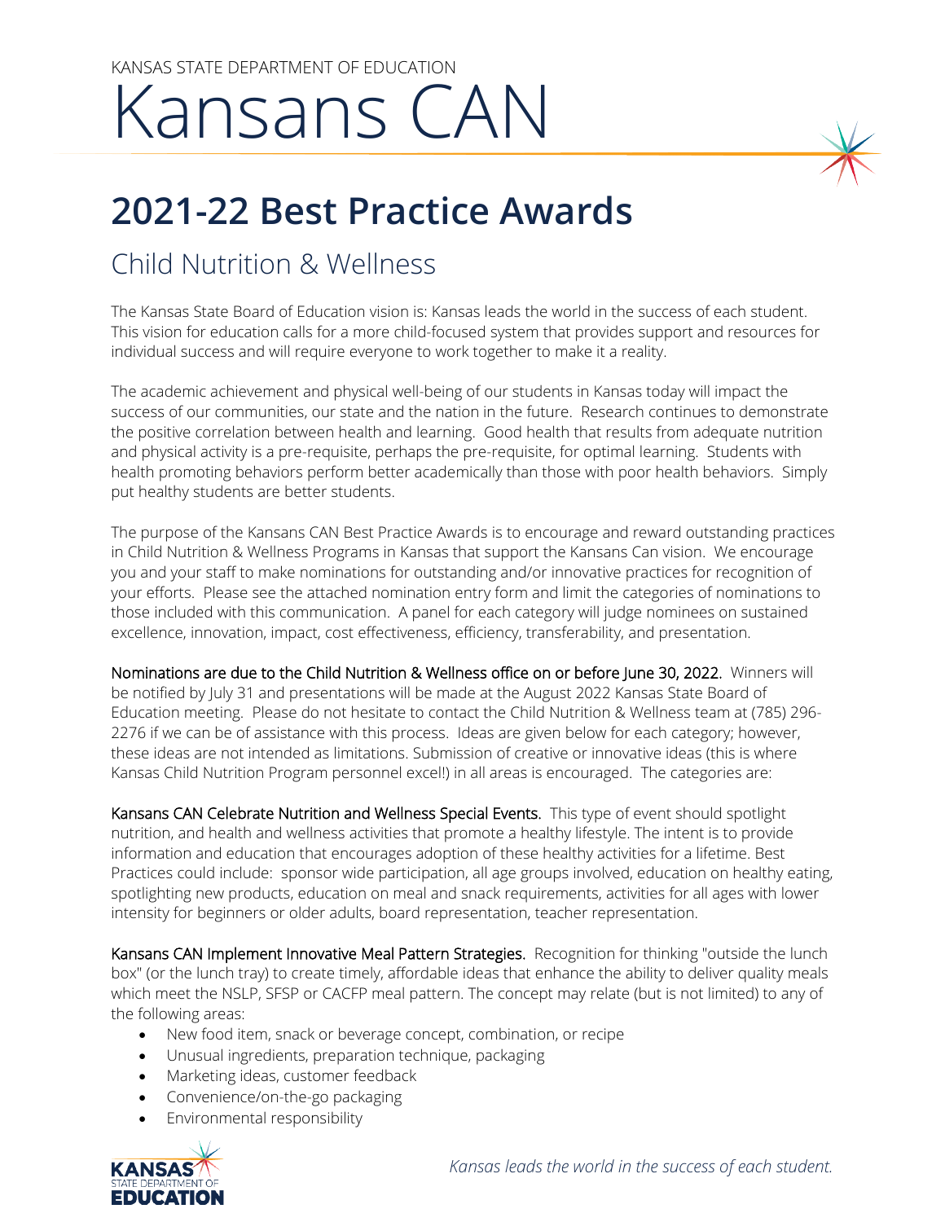KANSAS STATE DEPARTMENT OF EDUCATION

# Kansans CAN

## 2021-22 Best Practice Awards

### Child Nutrition & Wellness

The Kansas State Board of Education vision is: Kansas leads the world in the success of each student. This vision for education calls for a more child-focused system that provides support and resources for individual success and will require everyone to work together to make it a reality.

The academic achievement and physical well-being of our students in Kansas today will impact the success of our communities, our state and the nation in the future. Research continues to demonstrate the positive correlation between health and learning. Good health that results from adequate nutrition and physical activity is a pre-requisite, perhaps the pre-requisite, for optimal learning. Students with health promoting behaviors perform better academically than those with poor health behaviors. Simply put healthy students are better students.

The purpose of the Kansans CAN Best Practice Awards is to encourage and reward outstanding practices in Child Nutrition & Wellness Programs in Kansas that support the Kansans Can vision. We encourage you and your staff to make nominations for outstanding and/or innovative practices for recognition of your efforts. Please see the attached nomination entry form and limit the categories of nominations to those included with this communication. A panel for each category will judge nominees on sustained excellence, innovation, impact, cost effectiveness, efficiency, transferability, and presentation.

Nominations are due to the Child Nutrition & Wellness office on or before June 30, 2022. Winners will be notified by July 31 and presentations will be made at the August 2022 Kansas State Board of Education meeting. Please do not hesitate to contact the Child Nutrition & Wellness team at (785) 296-2276 if we can be of assistance with this process. Ideas are given below for each category; however, these ideas are not intended as limitations. Submission of creative or innovative ideas (this is where Kansas Child Nutrition Program personnel excel!) in all areas is encouraged. The categories are:

Kansans CAN Celebrate Nutrition and Wellness Special Events. This type of event should spotlight nutrition, and health and wellness activities that promote a healthy lifestyle. The intent is to provide information and education that encourages adoption of these healthy activities for a lifetime. Best Practices could include: sponsor wide participation, all age groups involved, education on healthy eating, spotlighting new products, education on meal and snack requirements, activities for all ages with lower intensity for beginners or older adults, board representation, teacher representation.

Kansans CAN Implement Innovative Meal Pattern Strategies. Recognition for thinking "outside the lunch box" (or the lunch tray) to create timely, affordable ideas that enhance the ability to deliver quality meals which meet the NSLP, SFSP or CACFP meal pattern. The concept may relate (but is not limited) to any of the following areas:

- New food item, snack or beverage concept, combination, or recipe
- Unusual ingredients, preparation technique, packaging
- Marketing ideas, customer feedback
- Convenience/on-the-go packaging
- Environmental responsibility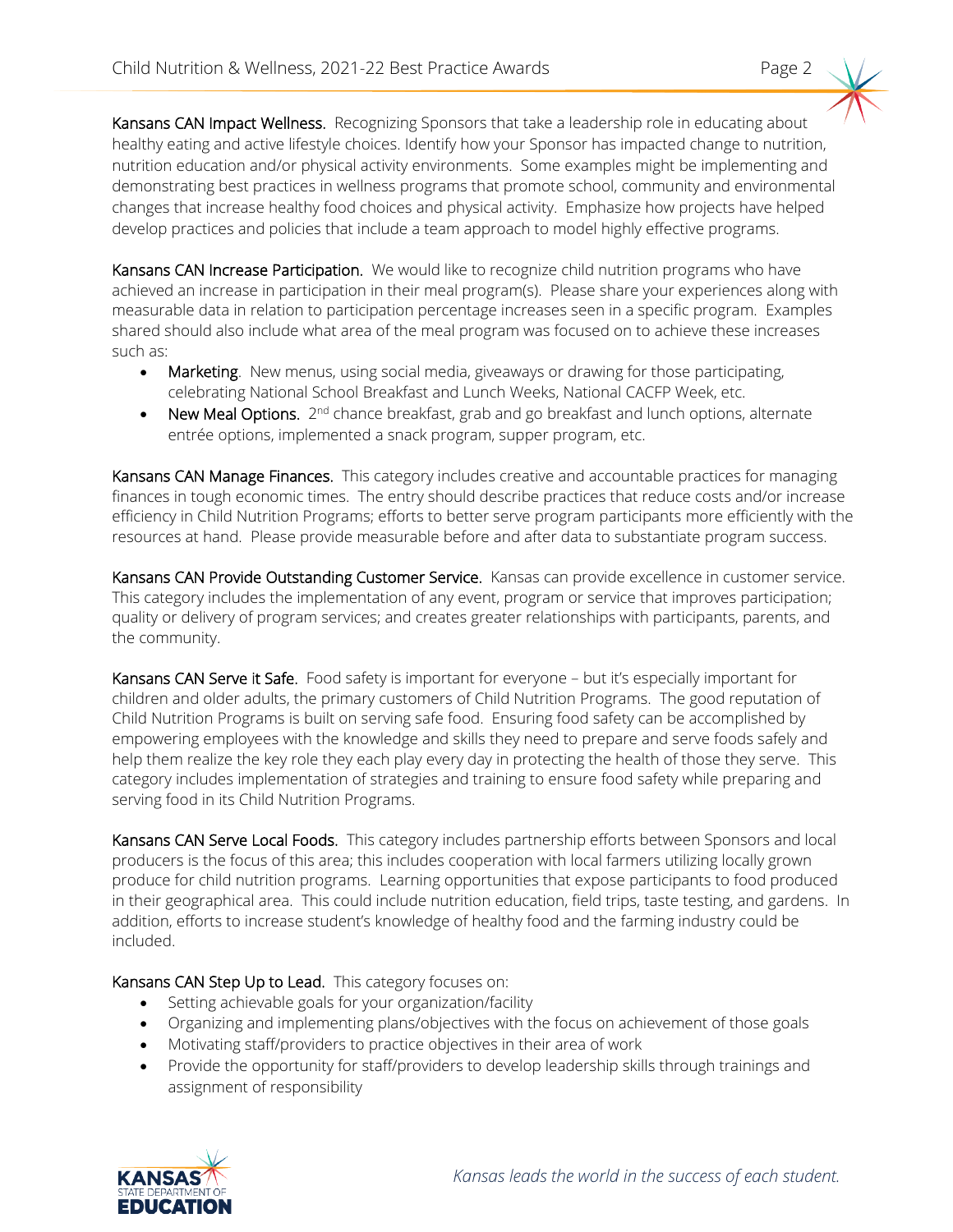**Kansans CAN Impact Wellness.** Recognizing Sponsors that take a leadership role in educating about healthy eating and active lifestyle choices. Identify how your Sponsor has impacted change to nutrition, nutrition education and/or physical activity environments. Some examples might be implementing and demonstrating best practices in wellness programs that promote school, community and environmental changes that increase healthy food choices and physical activity. Emphasize how projects have helped develop practices and policies that include a team approach to model highly effective programs.

**Kansans CAN Increase Participation.** We would like to recognize child nutrition programs who have achieved an increase in participation in their meal program(s). Please share your experiences along with measurable data in relation to participation percentage increases seen in a specific program. Examples shared should also include what area of the meal program was focused on to achieve these increases such as:

- **Marketing**. New menus, using social media, giveaways or drawing for those participating, celebrating National School Breakfast and Lunch Weeks, National CACFP Week, etc.
- **New Meal Options.** 2nd chance breakfast, grab and go breakfast and lunch options, alternate entrée options, implemented a snack program, supper program, etc.

**Kansans CAN Manage Finances.** This category includes creative and accountable practices for managing finances in tough economic times. The entry should describe practices that reduce costs and/or increase efficiency in Child Nutrition Programs; efforts to better serve program participants more efficiently with the resources at hand. Please provide measurable before and after data to substantiate program success.

**Kansans CAN Provide Outstanding Customer Service.** Kansas can provide excellence in customer service. This category includes the implementation of any event, program or service that improves participation; quality or delivery of program services; and creates greater relationships with participants, parents, and the community.

**Kansans CAN Serve it Safe.** Food safety is important for everyone – but it's especially important for children and older adults, the primary customers of Child Nutrition Programs. The good reputation of Child Nutrition Programs is built on serving safe food. Ensuring food safety can be accomplished by empowering employees with the knowledge and skills they need to prepare and serve foods safely and help them realize the key role they each play every day in protecting the health of those they serve. This category includes implementation of strategies and training to ensure food safety while preparing and serving food in its Child Nutrition Programs.

**Kansans CAN Serve Local Foods.** This category includes partnership efforts between Sponsors and local producers is the focus of this area; this includes cooperation with local farmers utilizing locally grown produce for child nutrition programs. Learning opportunities that expose participants to food produced in their geographical area. This could include nutrition education, field trips, taste testing, and gardens. In addition, efforts to increase student's knowledge of healthy food and the farming industry could be included.

**Kansans CAN Step Up to Lead.** This category focuses on:

- Setting achievable goals for your organization/facility
- Organizing and implementing plans/objectives with the focus on achievement of those goals
- Motivating staff/providers to practice objectives in their area of work
- Provide the opportunity for staff/providers to develop leadership skills through trainings and assignment of responsibility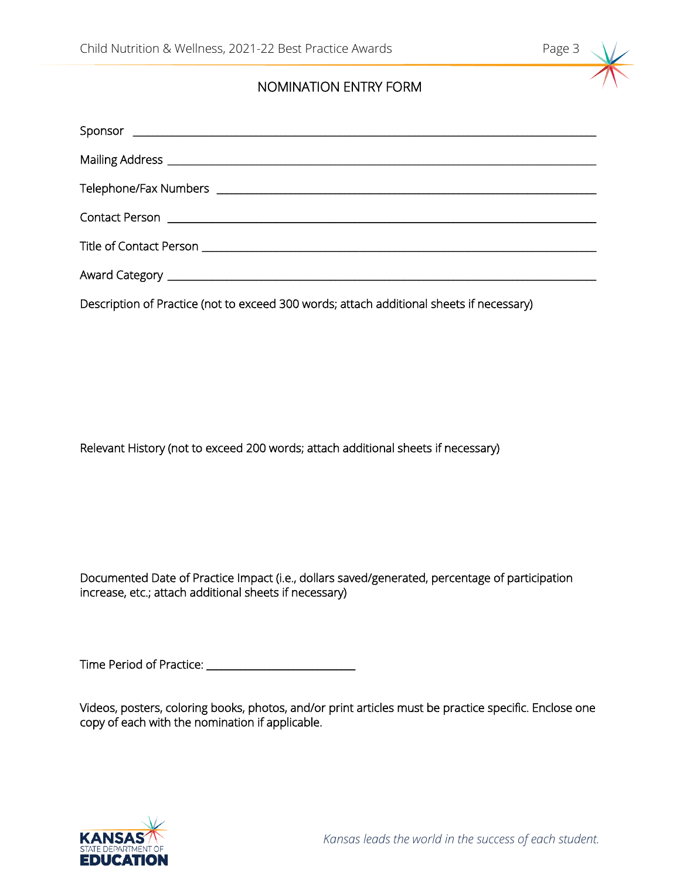## NOMINATION ENTRY FORM

Sponsor ____________________________________________________________________________

Mailing Address _____________________________________________________________________

Telephone/Fax Numbers _______________________________________________________________

Contact Person ______________________________________________________________________

Title of Contact Person ________________________________________________________________

Award Category ______________________________________________________________________

Description of Practice (not to exceed 300 words; attach additional sheets if necessary)

Relevant History (not to exceed 200 words; attach additional sheets if necessary)

Documented Date of Practice Impact (i.e., dollars saved/generated, percentage of participation increase, etc.; attach additional sheets if necessary)

Time Period of Practice: __________________________

Videos, posters, coloring books, photos, and/or print articles must be practice specific. Enclose one copy of each with the nomination if applicable.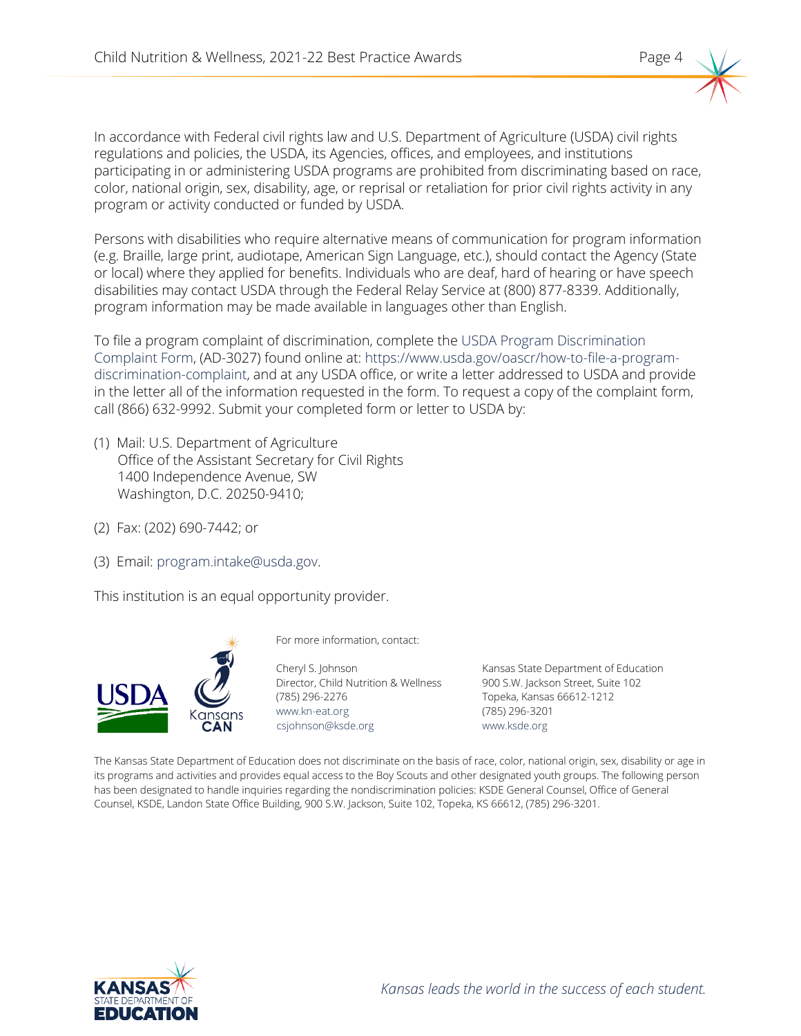In accordance with Federal civil rights law and U.S. Department of Agriculture (USDA) civil rights regulations and policies, the USDA, its Agencies, offices, and employees, and institutions participating in or administering USDA programs are prohibited from discriminating based on race, color, national origin, sex, disability, age, or reprisal or retaliation for prior civil rights activity in any program or activity conducted or funded by USDA.

Persons with disabilities who require alternative means of communication for program information (e.g. Braille, large print, audiotape, American Sign Language, etc.), should contact the Agency (State or local) where they applied for benefits. Individuals who are deaf, hard of hearing or have speech disabilities may contact USDA through the Federal Relay Service at (800) 877-8339. Additionally, program information may be made available in languages other than English.

To file a program complaint of discrimination, complete the USDA Program Discrimination Complaint Form, (AD-3027) found online at: https://www.usda.gov/oascr/how-to-file-a-program-discrimination-complaint, and at any USDA office, or write a letter addressed to USDA and provide in the letter all of the information requested in the form. To request a copy of the complaint form, call (866) 632-9992. Submit your completed form or letter to USDA by:

(1) Mail: U.S. Department of Agriculture
Office of the Assistant Secretary for Civil Rights
1400 Independence Avenue, SW
Washington, D.C. 20250-9410;

(2) Fax: (202) 690-7442; or

(3) Email: program.intake@usda.gov.

This institution is an equal opportunity provider.

For more information, contact:

Cheryl S. Johnson
Director, Child Nutrition & Wellness
(785) 296-2276
www.kn-eat.org
csjohnson@ksde.org

Kansas State Department of Education
900 S.W. Jackson Street, Suite 102
Topeka, Kansas 66612-1212
(785) 296-3201
www.ksde.org

The Kansas State Department of Education does not discriminate on the basis of race, color, national origin, sex, disability or age in its programs and activities and provides equal access to the Boy Scouts and other designated youth groups. The following person has been designated to handle inquiries regarding the nondiscrimination policies: KSDE General Counsel, Office of General Counsel, KSDE, Landon State Office Building, 900 S.W. Jackson, Suite 102, Topeka, KS 66612, (785) 296-3201.

*Kansas leads the world in the success of each student.*